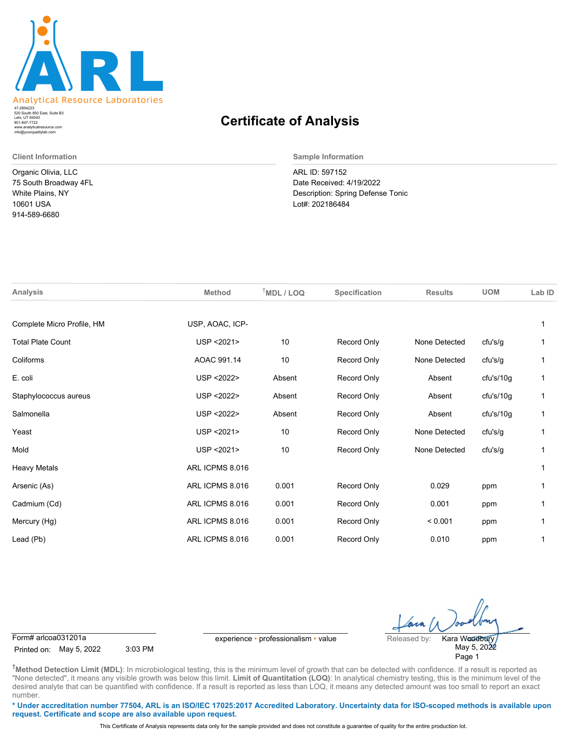ARL

Analytical Resource Laboratories

47-2854223
520 South 850 East, Suite B3
Lehi, UT 84043
801-847-7722
www.analyticalresource.com
info@yourqualitylab.com

# Certificate of Analysis

**Client Information**

Organic Olivia, LLC
75 South Broadway 4FL
White Plains, NY
10601 USA
914-589-6680

**Sample Information**

ARL ID: 597152
Date Received: 4/19/2022
Description: Spring Defense Tonic
Lot#: 202186484

| Analysis | Method | †MDL / LOQ | Specification | Results | UOM | Lab ID |
|---|---|---|---|---|---|---|
| Complete Micro Profile, HM | USP, AOAC, ICP- | | | | | 1 |
| Total Plate Count | USP <2021> | 10 | Record Only | None Detected | cfu's/g | 1 |
| Coliforms | AOAC 991.14 | 10 | Record Only | None Detected | cfu's/g | 1 |
| E. coli | USP <2022> | Absent | Record Only | Absent | cfu's/10g | 1 |
| Staphylococcus aureus | USP <2022> | Absent | Record Only | Absent | cfu's/10g | 1 |
| Salmonella | USP <2022> | Absent | Record Only | Absent | cfu's/10g | 1 |
| Yeast | USP <2021> | 10 | Record Only | None Detected | cfu's/g | 1 |
| Mold | USP <2021> | 10 | Record Only | None Detected | cfu's/g | 1 |
| Heavy Metals | ARL ICPMS 8.016 | | | | | 1 |
| Arsenic (As) | ARL ICPMS 8.016 | 0.001 | Record Only | 0.029 | ppm | 1 |
| Cadmium (Cd) | ARL ICPMS 8.016 | 0.001 | Record Only | 0.001 | ppm | 1 |
| Mercury (Hg) | ARL ICPMS 8.016 | 0.001 | Record Only | < 0.001 | ppm | 1 |
| Lead (Pb) | ARL ICPMS 8.016 | 0.001 | Record Only | 0.010 | ppm | 1 |

Form# arlcoa031201a
Printed on: May 5, 2022 3:03 PM

experience • professionalism • value

Released by: Kara Woodbury
May 5, 2022

†**Method Detection Limit (MDL)**: In microbiological testing, this is the minimum level of growth that can be detected with confidence. If a result is reported as "None detected", it means any visible growth was below this limit. **Limit of Quantitation (LOQ)**: In analytical chemistry testing, this is the minimum level of the desired analyte that can be quantified with confidence. If a result is reported as less than LOQ, it means any detected amount was too small to report an exact number.

**\* Under accreditation number 77504, ARL is an ISO/IEC 17025:2017 Accredited Laboratory. Uncertainty data for ISO-scoped methods is available upon request. Certificate and scope are also available upon request.**

This Certificate of Analysis represents data only for the sample provided and does not constitute a guarantee of quality for the entire production lot.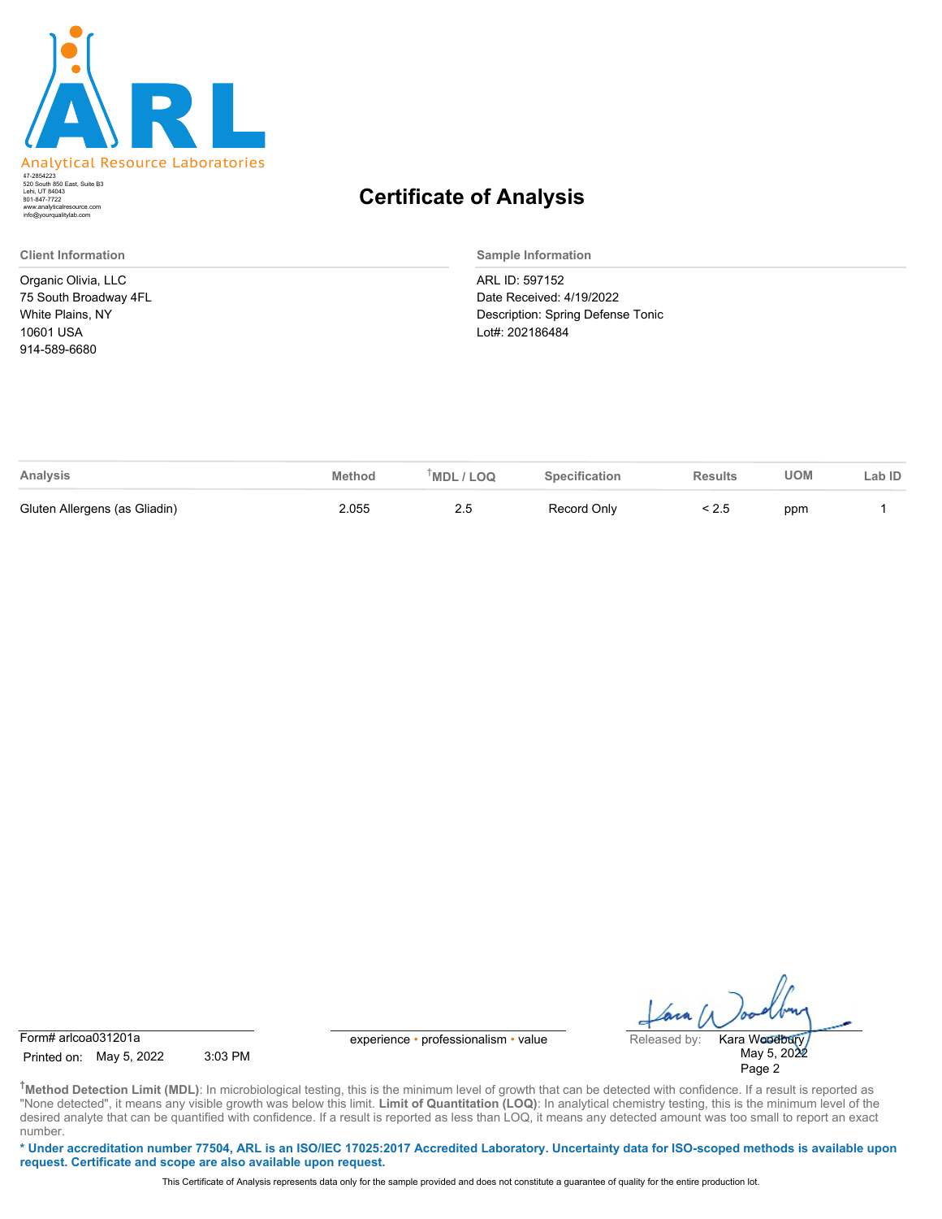Analytical Resource Laboratories

47-2854223
520 South 850 East, Suite B3
Lehi, UT 84043
801-847-7722
www.analyticalresource.com
info@yourqualitylab.com

# Certificate of Analysis

**Client Information**

Organic Olivia, LLC
75 South Broadway 4FL
White Plains, NY
10601 USA
914-589-6680

**Sample Information**

ARL ID: 597152
Date Received: 4/19/2022
Description: Spring Defense Tonic
Lot#: 202186484

| Analysis | Method | †MDL / LOQ | Specification | Results | UOM | Lab ID |
|---|---|---|---|---|---|---|
| Gluten Allergens (as Gliadin) | 2.055 | 2.5 | Record Only | < 2.5 | ppm | 1 |

Form# arlcoa031201a
Printed on: May 5, 2022 3:03 PM

experience • professionalism • value

Released by: Kara Woodbury
May 5, 2022

†**Method Detection Limit (MDL)**: In microbiological testing, this is the minimum level of growth that can be detected with confidence. If a result is reported as "None detected", it means any visible growth was below this limit. **Limit of Quantitation (LOQ)**: In analytical chemistry testing, this is the minimum level of the desired analyte that can be quantified with confidence. If a result is reported as less than LOQ, it means any detected amount was too small to report an exact number.

**\* Under accreditation number 77504, ARL is an ISO/IEC 17025:2017 Accredited Laboratory. Uncertainty data for ISO-scoped methods is available upon request. Certificate and scope are also available upon request.**

This Certificate of Analysis represents data only for the sample provided and does not constitute a guarantee of quality for the entire production lot.